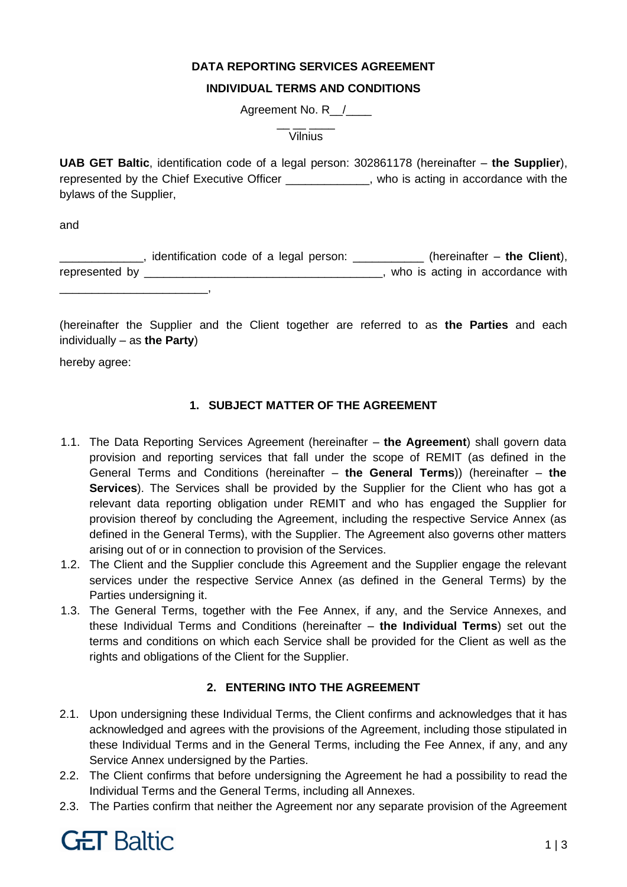**DATA REPORTING SERVICES AGREEMENT**

**INDIVIDUAL TERMS AND CONDITIONS**

Agreement No. R__/____

__ __ ____
Vilnius

**UAB GET Baltic**, identification code of a legal person: 302861178 (hereinafter – **the Supplier**), represented by the Chief Executive Officer _____________, who is acting in accordance with the bylaws of the Supplier,

and

_____________, identification code of a legal person: ___________ (hereinafter – **the Client**), represented by ______________________________________, who is acting in accordance with _______________________,

(hereinafter the Supplier and the Client together are referred to as **the Parties** and each individually – as **the Party**)

hereby agree:

## 1. SUBJECT MATTER OF THE AGREEMENT

1.1. The Data Reporting Services Agreement (hereinafter – **the Agreement**) shall govern data provision and reporting services that fall under the scope of REMIT (as defined in the General Terms and Conditions (hereinafter – **the General Terms**)) (hereinafter – **the Services**). The Services shall be provided by the Supplier for the Client who has got a relevant data reporting obligation under REMIT and who has engaged the Supplier for provision thereof by concluding the Agreement, including the respective Service Annex (as defined in the General Terms), with the Supplier. The Agreement also governs other matters arising out of or in connection to provision of the Services.

1.2. The Client and the Supplier conclude this Agreement and the Supplier engage the relevant services under the respective Service Annex (as defined in the General Terms) by the Parties undersigning it.

1.3. The General Terms, together with the Fee Annex, if any, and the Service Annexes, and these Individual Terms and Conditions (hereinafter – **the Individual Terms**) set out the terms and conditions on which each Service shall be provided for the Client as well as the rights and obligations of the Client for the Supplier.

## 2. ENTERING INTO THE AGREEMENT

2.1. Upon undersigning these Individual Terms, the Client confirms and acknowledges that it has acknowledged and agrees with the provisions of the Agreement, including those stipulated in these Individual Terms and in the General Terms, including the Fee Annex, if any, and any Service Annex undersigned by the Parties.

2.2. The Client confirms that before undersigning the Agreement he had a possibility to read the Individual Terms and the General Terms, including all Annexes.

2.3. The Parties confirm that neither the Agreement nor any separate provision of the Agreement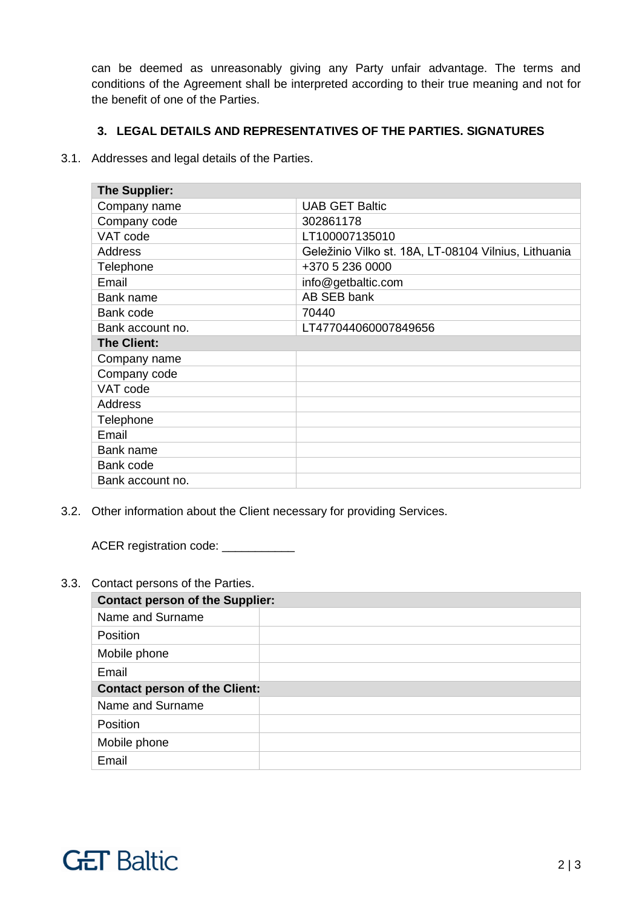can be deemed as unreasonably giving any Party unfair advantage. The terms and conditions of the Agreement shall be interpreted according to their true meaning and not for the benefit of one of the Parties.

## 3. LEGAL DETAILS AND REPRESENTATIVES OF THE PARTIES. SIGNATURES

3.1. Addresses and legal details of the Parties.

| **The Supplier:** | |
|---|---|
| Company name | UAB GET Baltic |
| Company code | 302861178 |
| VAT code | LT100007135010 |
| Address | Geležinio Vilko st. 18A, LT-08104 Vilnius, Lithuania |
| Telephone | +370 5 236 0000 |
| Email | info@getbaltic.com |
| Bank name | AB SEB bank |
| Bank code | 70440 |
| Bank account no. | LT477044060007849656 |
| **The Client:** | |
| Company name | |
| Company code | |
| VAT code | |
| Address | |
| Telephone | |
| Email | |
| Bank name | |
| Bank code | |
| Bank account no. | |

3.2. Other information about the Client necessary for providing Services.

ACER registration code: ___________

3.3. Contact persons of the Parties.

| **Contact person of the Supplier:** | |
|---|---|
| Name and Surname | |
| Position | |
| Mobile phone | |
| Email | |
| **Contact person of the Client:** | |
| Name and Surname | |
| Position | |
| Mobile phone | |
| Email | |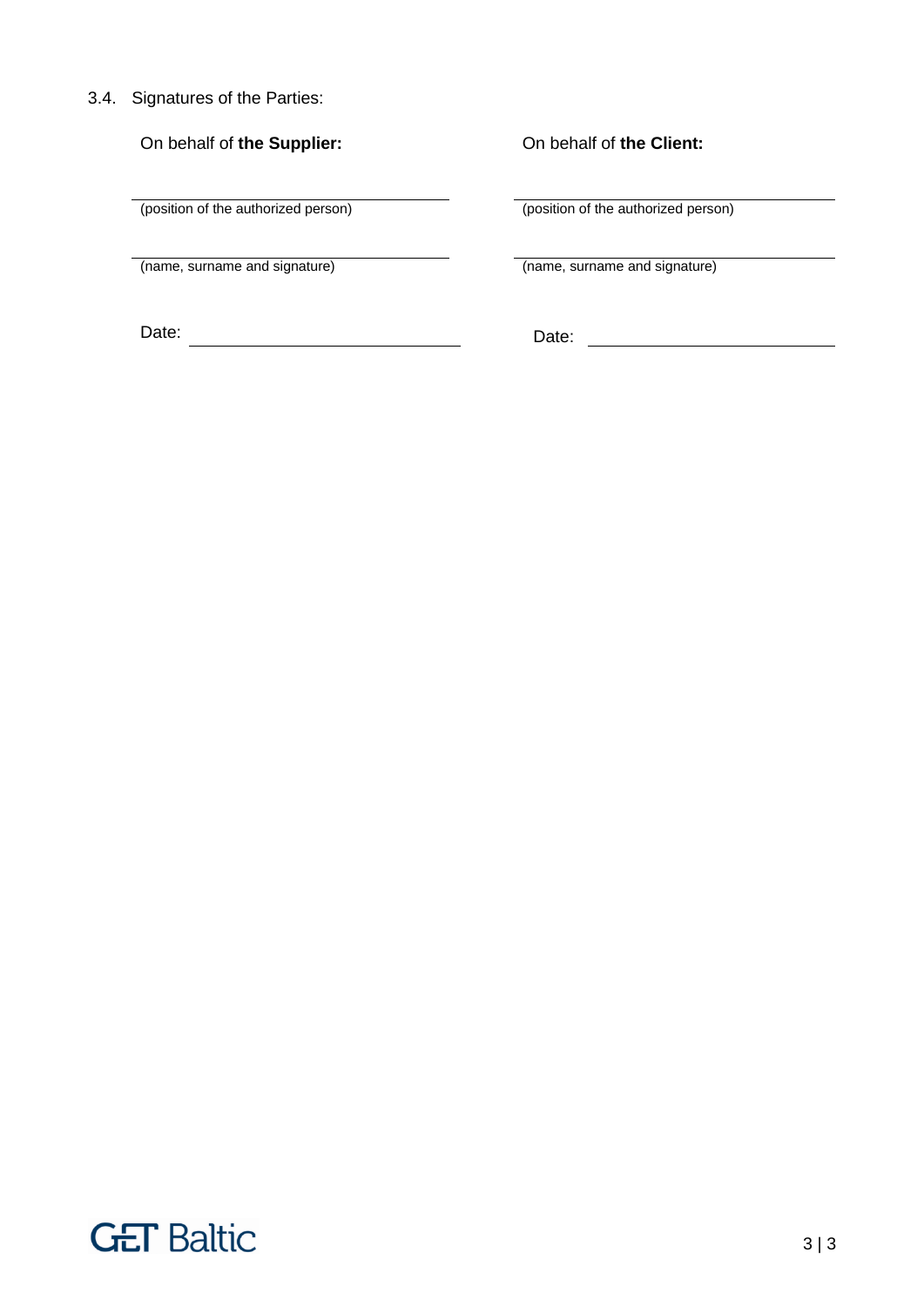3.4. Signatures of the Parties:

| On behalf of **the Supplier:** | On behalf of **the Client:** |
| --- | --- |
| (position of the authorized person) | (position of the authorized person) |
| (name, surname and signature) | (name, surname and signature) |
| Date: ______________________ | Date: ______________________ |

GET Baltic